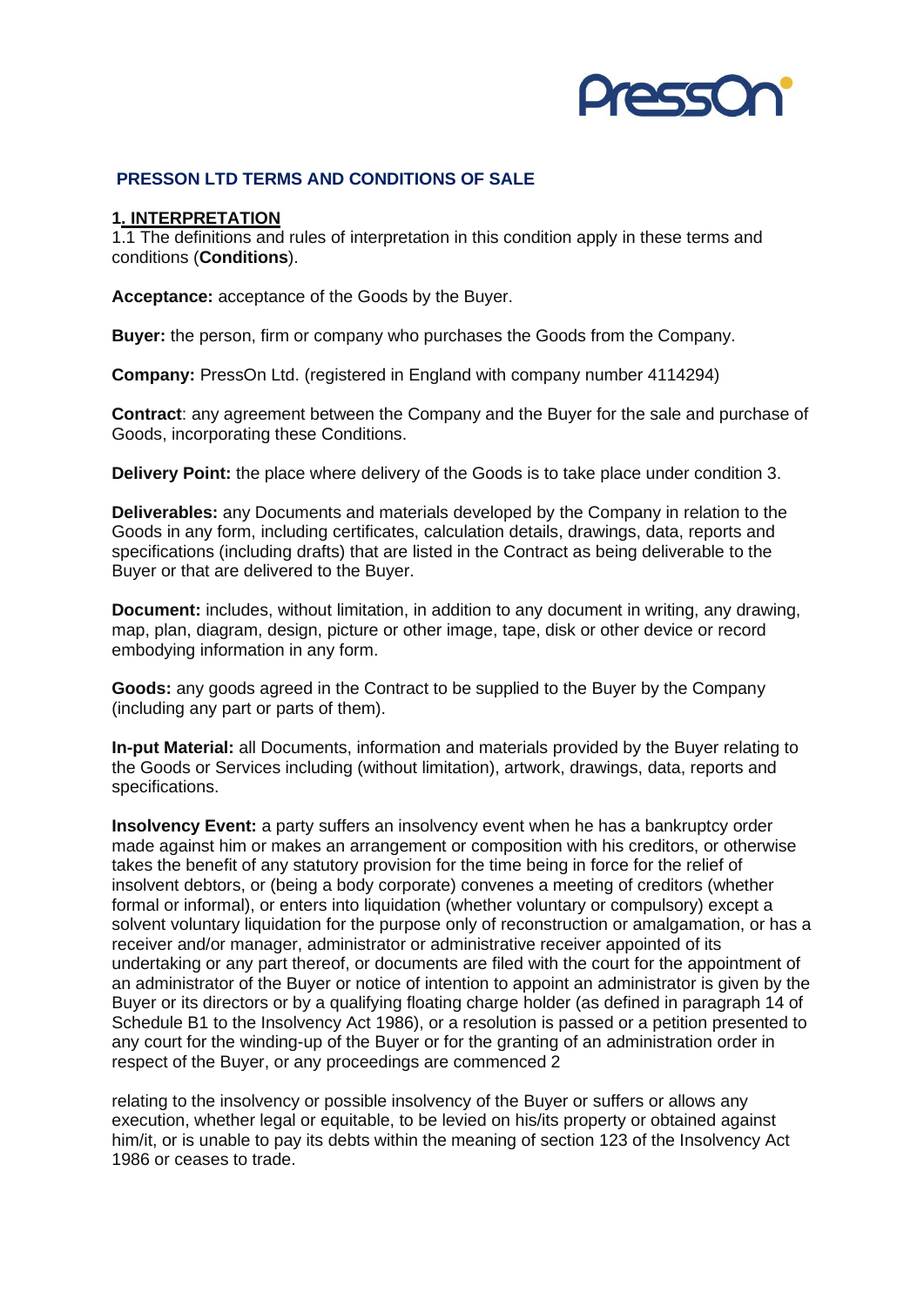## PRESSON LTD TERMS AND CONDITIONS OF SALE

### 1. INTERPRETATION

1.1 The definitions and rules of interpretation in this condition apply in these terms and conditions (**Conditions**).

**Acceptance:** acceptance of the Goods by the Buyer.

**Buyer:** the person, firm or company who purchases the Goods from the Company.

**Company:** PressOn Ltd. (registered in England with company number 4114294)

**Contract**: any agreement between the Company and the Buyer for the sale and purchase of Goods, incorporating these Conditions.

**Delivery Point:** the place where delivery of the Goods is to take place under condition 3.

**Deliverables:** any Documents and materials developed by the Company in relation to the Goods in any form, including certificates, calculation details, drawings, data, reports and specifications (including drafts) that are listed in the Contract as being deliverable to the Buyer or that are delivered to the Buyer.

**Document:** includes, without limitation, in addition to any document in writing, any drawing, map, plan, diagram, design, picture or other image, tape, disk or other device or record embodying information in any form.

**Goods:** any goods agreed in the Contract to be supplied to the Buyer by the Company (including any part or parts of them).

**In-put Material:** all Documents, information and materials provided by the Buyer relating to the Goods or Services including (without limitation), artwork, drawings, data, reports and specifications.

**Insolvency Event:** a party suffers an insolvency event when he has a bankruptcy order made against him or makes an arrangement or composition with his creditors, or otherwise takes the benefit of any statutory provision for the time being in force for the relief of insolvent debtors, or (being a body corporate) convenes a meeting of creditors (whether formal or informal), or enters into liquidation (whether voluntary or compulsory) except a solvent voluntary liquidation for the purpose only of reconstruction or amalgamation, or has a receiver and/or manager, administrator or administrative receiver appointed of its undertaking or any part thereof, or documents are filed with the court for the appointment of an administrator of the Buyer or notice of intention to appoint an administrator is given by the Buyer or its directors or by a qualifying floating charge holder (as defined in paragraph 14 of Schedule B1 to the Insolvency Act 1986), or a resolution is passed or a petition presented to any court for the winding-up of the Buyer or for the granting of an administration order in respect of the Buyer, or any proceedings are commenced 2

relating to the insolvency or possible insolvency of the Buyer or suffers or allows any execution, whether legal or equitable, to be levied on his/its property or obtained against him/it, or is unable to pay its debts within the meaning of section 123 of the Insolvency Act 1986 or ceases to trade.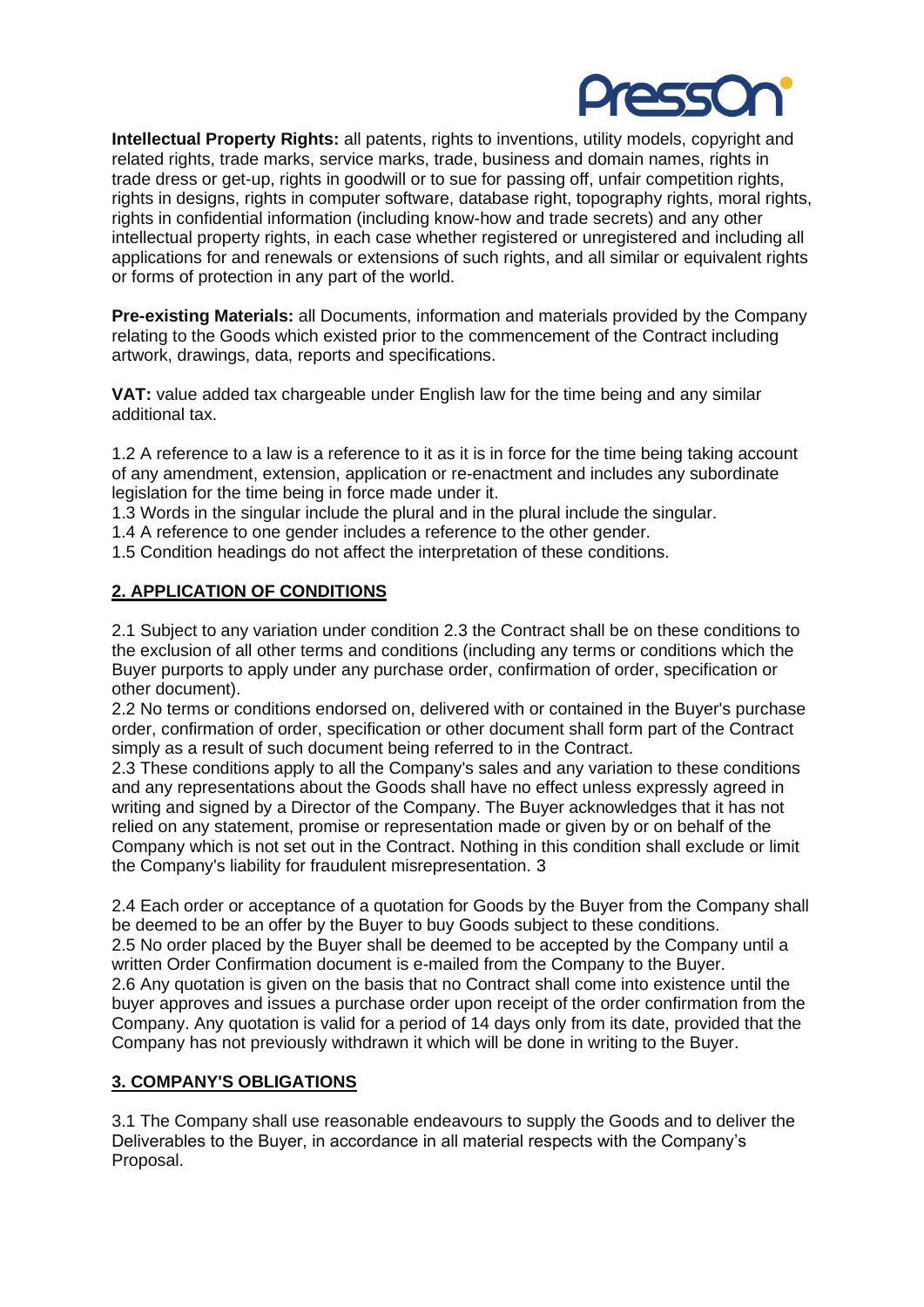**Intellectual Property Rights:** all patents, rights to inventions, utility models, copyright and related rights, trade marks, service marks, trade, business and domain names, rights in trade dress or get-up, rights in goodwill or to sue for passing off, unfair competition rights, rights in designs, rights in computer software, database right, topography rights, moral rights, rights in confidential information (including know-how and trade secrets) and any other intellectual property rights, in each case whether registered or unregistered and including all applications for and renewals or extensions of such rights, and all similar or equivalent rights or forms of protection in any part of the world.

**Pre-existing Materials:** all Documents, information and materials provided by the Company relating to the Goods which existed prior to the commencement of the Contract including artwork, drawings, data, reports and specifications.

**VAT:** value added tax chargeable under English law for the time being and any similar additional tax.

1.2 A reference to a law is a reference to it as it is in force for the time being taking account of any amendment, extension, application or re-enactment and includes any subordinate legislation for the time being in force made under it.
1.3 Words in the singular include the plural and in the plural include the singular.
1.4 A reference to one gender includes a reference to the other gender.
1.5 Condition headings do not affect the interpretation of these conditions.

## 2. APPLICATION OF CONDITIONS

2.1 Subject to any variation under condition 2.3 the Contract shall be on these conditions to the exclusion of all other terms and conditions (including any terms or conditions which the Buyer purports to apply under any purchase order, confirmation of order, specification or other document).
2.2 No terms or conditions endorsed on, delivered with or contained in the Buyer's purchase order, confirmation of order, specification or other document shall form part of the Contract simply as a result of such document being referred to in the Contract.
2.3 These conditions apply to all the Company's sales and any variation to these conditions and any representations about the Goods shall have no effect unless expressly agreed in writing and signed by a Director of the Company. The Buyer acknowledges that it has not relied on any statement, promise or representation made or given by or on behalf of the Company which is not set out in the Contract. Nothing in this condition shall exclude or limit the Company's liability for fraudulent misrepresentation. 3

2.4 Each order or acceptance of a quotation for Goods by the Buyer from the Company shall be deemed to be an offer by the Buyer to buy Goods subject to these conditions.
2.5 No order placed by the Buyer shall be deemed to be accepted by the Company until a written Order Confirmation document is e-mailed from the Company to the Buyer.
2.6 Any quotation is given on the basis that no Contract shall come into existence until the buyer approves and issues a purchase order upon receipt of the order confirmation from the Company. Any quotation is valid for a period of 14 days only from its date, provided that the Company has not previously withdrawn it which will be done in writing to the Buyer.

## 3. COMPANY'S OBLIGATIONS

3.1 The Company shall use reasonable endeavours to supply the Goods and to deliver the Deliverables to the Buyer, in accordance in all material respects with the Company's Proposal.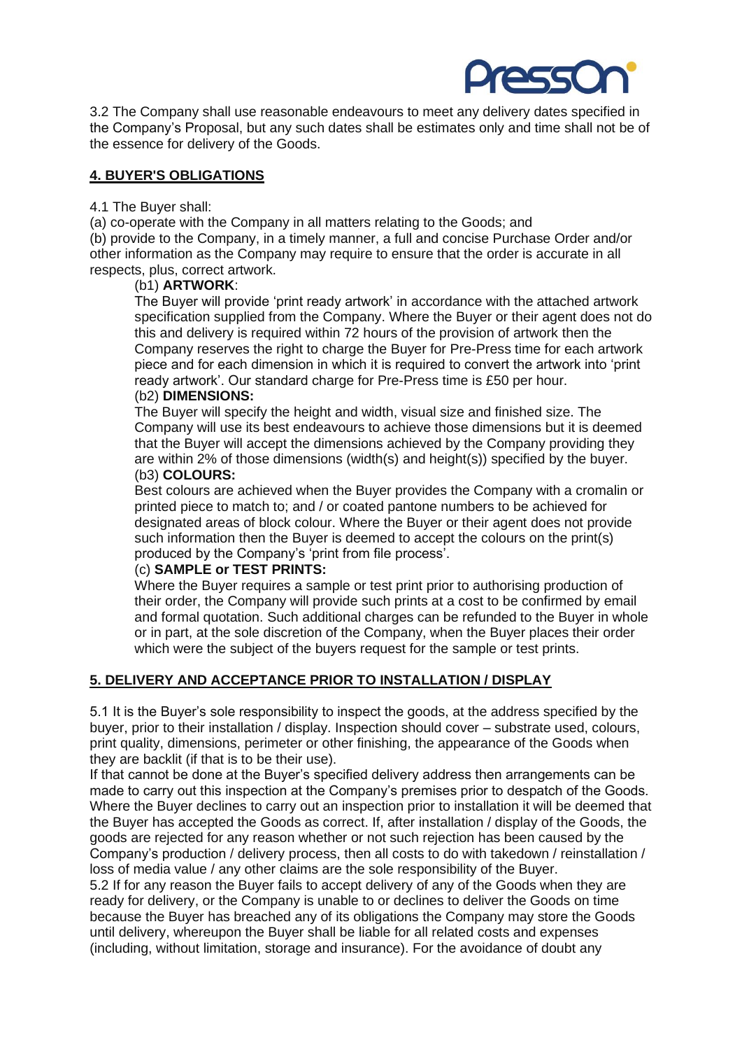3.2 The Company shall use reasonable endeavours to meet any delivery dates specified in the Company's Proposal, but any such dates shall be estimates only and time shall not be of the essence for delivery of the Goods.

## 4. BUYER'S OBLIGATIONS

4.1 The Buyer shall:

(a) co-operate with the Company in all matters relating to the Goods; and

(b) provide to the Company, in a timely manner, a full and concise Purchase Order and/or other information as the Company may require to ensure that the order is accurate in all respects, plus, correct artwork.

(b1) **ARTWORK**:

The Buyer will provide 'print ready artwork' in accordance with the attached artwork specification supplied from the Company. Where the Buyer or their agent does not do this and delivery is required within 72 hours of the provision of artwork then the Company reserves the right to charge the Buyer for Pre-Press time for each artwork piece and for each dimension in which it is required to convert the artwork into 'print ready artwork'. Our standard charge for Pre-Press time is £50 per hour.

(b2) **DIMENSIONS:**

The Buyer will specify the height and width, visual size and finished size. The Company will use its best endeavours to achieve those dimensions but it is deemed that the Buyer will accept the dimensions achieved by the Company providing they are within 2% of those dimensions (width(s) and height(s)) specified by the buyer.

(b3) **COLOURS:**

Best colours are achieved when the Buyer provides the Company with a cromalin or printed piece to match to; and / or coated pantone numbers to be achieved for designated areas of block colour. Where the Buyer or their agent does not provide such information then the Buyer is deemed to accept the colours on the print(s) produced by the Company's 'print from file process'.

(c) **SAMPLE or TEST PRINTS:**

Where the Buyer requires a sample or test print prior to authorising production of their order, the Company will provide such prints at a cost to be confirmed by email and formal quotation. Such additional charges can be refunded to the Buyer in whole or in part, at the sole discretion of the Company, when the Buyer places their order which were the subject of the buyers request for the sample or test prints.

## 5. DELIVERY AND ACCEPTANCE PRIOR TO INSTALLATION / DISPLAY

5.1 It is the Buyer's sole responsibility to inspect the goods, at the address specified by the buyer, prior to their installation / display. Inspection should cover – substrate used, colours, print quality, dimensions, perimeter or other finishing, the appearance of the Goods when they are backlit (if that is to be their use).

If that cannot be done at the Buyer's specified delivery address then arrangements can be made to carry out this inspection at the Company's premises prior to despatch of the Goods. Where the Buyer declines to carry out an inspection prior to installation it will be deemed that the Buyer has accepted the Goods as correct. If, after installation / display of the Goods, the goods are rejected for any reason whether or not such rejection has been caused by the Company's production / delivery process, then all costs to do with takedown / reinstallation / loss of media value / any other claims are the sole responsibility of the Buyer.

5.2 If for any reason the Buyer fails to accept delivery of any of the Goods when they are ready for delivery, or the Company is unable to or declines to deliver the Goods on time because the Buyer has breached any of its obligations the Company may store the Goods until delivery, whereupon the Buyer shall be liable for all related costs and expenses (including, without limitation, storage and insurance). For the avoidance of doubt any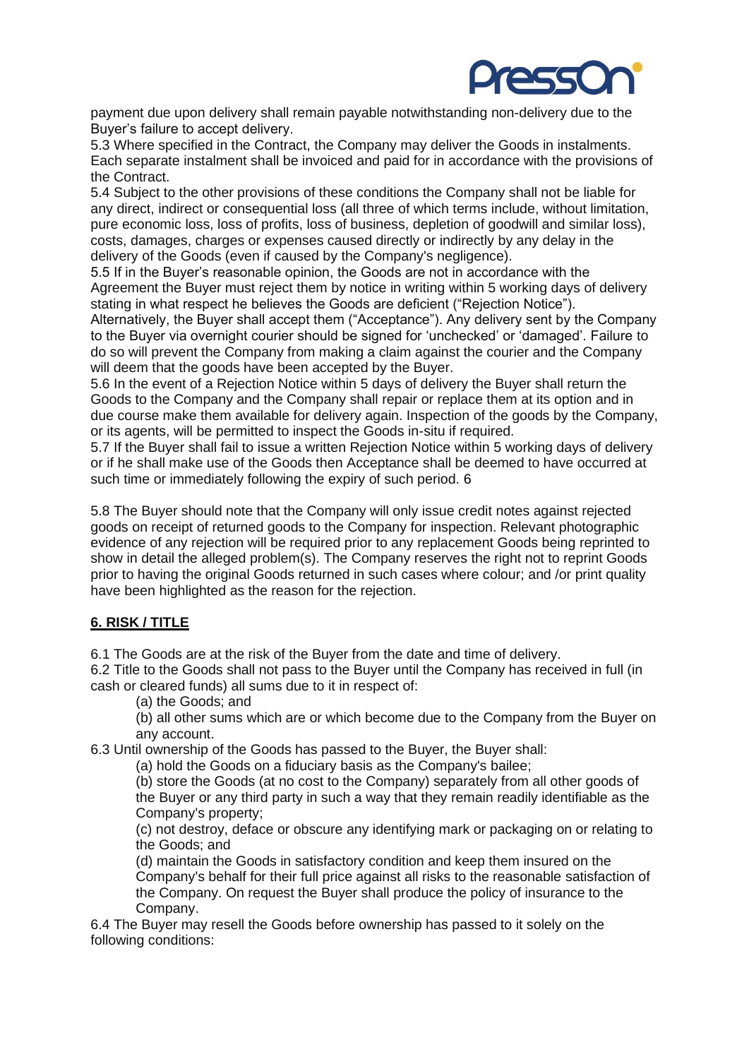payment due upon delivery shall remain payable notwithstanding non-delivery due to the Buyer's failure to accept delivery.

5.3 Where specified in the Contract, the Company may deliver the Goods in instalments. Each separate instalment shall be invoiced and paid for in accordance with the provisions of the Contract.

5.4 Subject to the other provisions of these conditions the Company shall not be liable for any direct, indirect or consequential loss (all three of which terms include, without limitation, pure economic loss, loss of profits, loss of business, depletion of goodwill and similar loss), costs, damages, charges or expenses caused directly or indirectly by any delay in the delivery of the Goods (even if caused by the Company's negligence).

5.5 If in the Buyer's reasonable opinion, the Goods are not in accordance with the Agreement the Buyer must reject them by notice in writing within 5 working days of delivery stating in what respect he believes the Goods are deficient ("Rejection Notice"). Alternatively, the Buyer shall accept them ("Acceptance"). Any delivery sent by the Company to the Buyer via overnight courier should be signed for 'unchecked' or 'damaged'. Failure to do so will prevent the Company from making a claim against the courier and the Company will deem that the goods have been accepted by the Buyer.

5.6 In the event of a Rejection Notice within 5 days of delivery the Buyer shall return the Goods to the Company and the Company shall repair or replace them at its option and in due course make them available for delivery again. Inspection of the goods by the Company, or its agents, will be permitted to inspect the Goods in-situ if required.

5.7 If the Buyer shall fail to issue a written Rejection Notice within 5 working days of delivery or if he shall make use of the Goods then Acceptance shall be deemed to have occurred at such time or immediately following the expiry of such period. 6

5.8 The Buyer should note that the Company will only issue credit notes against rejected goods on receipt of returned goods to the Company for inspection. Relevant photographic evidence of any rejection will be required prior to any replacement Goods being reprinted to show in detail the alleged problem(s). The Company reserves the right not to reprint Goods prior to having the original Goods returned in such cases where colour; and /or print quality have been highlighted as the reason for the rejection.

## 6. RISK / TITLE

6.1 The Goods are at the risk of the Buyer from the date and time of delivery.

6.2 Title to the Goods shall not pass to the Buyer until the Company has received in full (in cash or cleared funds) all sums due to it in respect of:

(a) the Goods; and

(b) all other sums which are or which become due to the Company from the Buyer on any account.

6.3 Until ownership of the Goods has passed to the Buyer, the Buyer shall:

(a) hold the Goods on a fiduciary basis as the Company's bailee;

(b) store the Goods (at no cost to the Company) separately from all other goods of the Buyer or any third party in such a way that they remain readily identifiable as the Company's property;

(c) not destroy, deface or obscure any identifying mark or packaging on or relating to the Goods; and

(d) maintain the Goods in satisfactory condition and keep them insured on the Company's behalf for their full price against all risks to the reasonable satisfaction of the Company. On request the Buyer shall produce the policy of insurance to the Company.

6.4 The Buyer may resell the Goods before ownership has passed to it solely on the following conditions: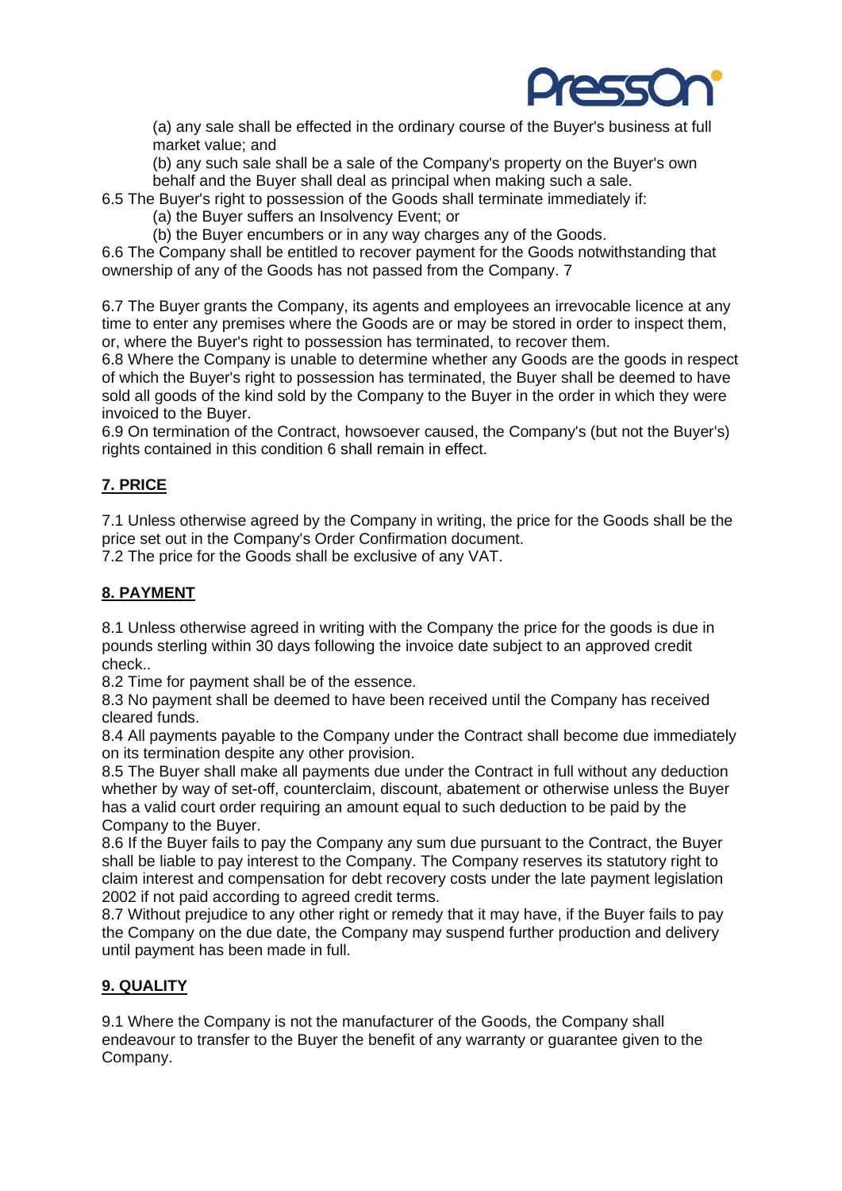(a) any sale shall be effected in the ordinary course of the Buyer's business at full market value; and

(b) any such sale shall be a sale of the Company's property on the Buyer's own behalf and the Buyer shall deal as principal when making such a sale.

6.5 The Buyer's right to possession of the Goods shall terminate immediately if:

(a) the Buyer suffers an Insolvency Event; or

(b) the Buyer encumbers or in any way charges any of the Goods.

6.6 The Company shall be entitled to recover payment for the Goods notwithstanding that ownership of any of the Goods has not passed from the Company. 7

6.7 The Buyer grants the Company, its agents and employees an irrevocable licence at any time to enter any premises where the Goods are or may be stored in order to inspect them, or, where the Buyer's right to possession has terminated, to recover them.

6.8 Where the Company is unable to determine whether any Goods are the goods in respect of which the Buyer's right to possession has terminated, the Buyer shall be deemed to have sold all goods of the kind sold by the Company to the Buyer in the order in which they were invoiced to the Buyer.

6.9 On termination of the Contract, howsoever caused, the Company's (but not the Buyer's) rights contained in this condition 6 shall remain in effect.

## 7. PRICE

7.1 Unless otherwise agreed by the Company in writing, the price for the Goods shall be the price set out in the Company's Order Confirmation document.

7.2 The price for the Goods shall be exclusive of any VAT.

## 8. PAYMENT

8.1 Unless otherwise agreed in writing with the Company the price for the goods is due in pounds sterling within 30 days following the invoice date subject to an approved credit check..

8.2 Time for payment shall be of the essence.

8.3 No payment shall be deemed to have been received until the Company has received cleared funds.

8.4 All payments payable to the Company under the Contract shall become due immediately on its termination despite any other provision.

8.5 The Buyer shall make all payments due under the Contract in full without any deduction whether by way of set-off, counterclaim, discount, abatement or otherwise unless the Buyer has a valid court order requiring an amount equal to such deduction to be paid by the Company to the Buyer.

8.6 If the Buyer fails to pay the Company any sum due pursuant to the Contract, the Buyer shall be liable to pay interest to the Company. The Company reserves its statutory right to claim interest and compensation for debt recovery costs under the late payment legislation 2002 if not paid according to agreed credit terms.

8.7 Without prejudice to any other right or remedy that it may have, if the Buyer fails to pay the Company on the due date, the Company may suspend further production and delivery until payment has been made in full.

## 9. QUALITY

9.1 Where the Company is not the manufacturer of the Goods, the Company shall endeavour to transfer to the Buyer the benefit of any warranty or guarantee given to the Company.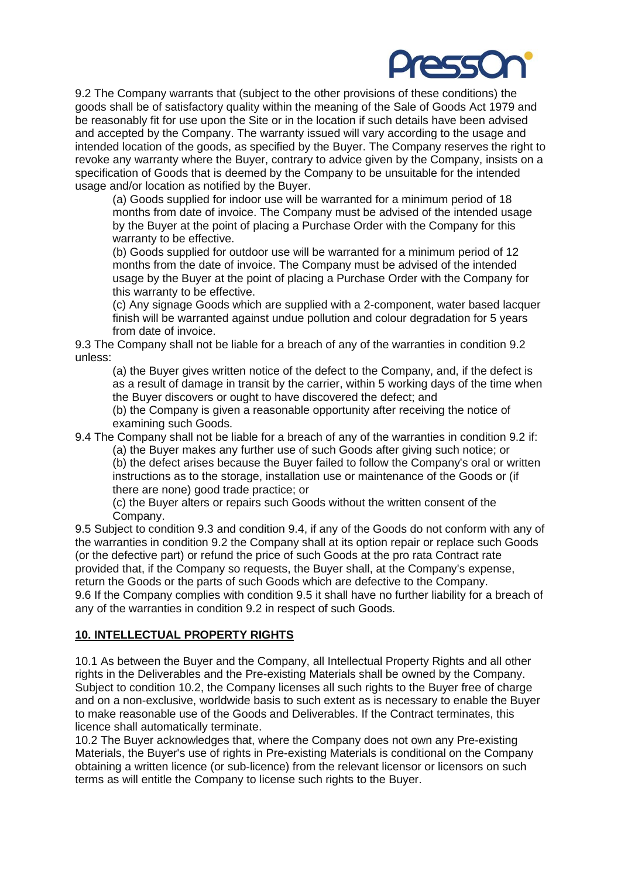9.2 The Company warrants that (subject to the other provisions of these conditions) the goods shall be of satisfactory quality within the meaning of the Sale of Goods Act 1979 and be reasonably fit for use upon the Site or in the location if such details have been advised and accepted by the Company. The warranty issued will vary according to the usage and intended location of the goods, as specified by the Buyer. The Company reserves the right to revoke any warranty where the Buyer, contrary to advice given by the Company, insists on a specification of Goods that is deemed by the Company to be unsuitable for the intended usage and/or location as notified by the Buyer.

(a) Goods supplied for indoor use will be warranted for a minimum period of 18 months from date of invoice. The Company must be advised of the intended usage by the Buyer at the point of placing a Purchase Order with the Company for this warranty to be effective.

(b) Goods supplied for outdoor use will be warranted for a minimum period of 12 months from the date of invoice. The Company must be advised of the intended usage by the Buyer at the point of placing a Purchase Order with the Company for this warranty to be effective.

(c) Any signage Goods which are supplied with a 2-component, water based lacquer finish will be warranted against undue pollution and colour degradation for 5 years from date of invoice.

9.3 The Company shall not be liable for a breach of any of the warranties in condition 9.2 unless:

(a) the Buyer gives written notice of the defect to the Company, and, if the defect is as a result of damage in transit by the carrier, within 5 working days of the time when the Buyer discovers or ought to have discovered the defect; and

(b) the Company is given a reasonable opportunity after receiving the notice of examining such Goods.

9.4 The Company shall not be liable for a breach of any of the warranties in condition 9.2 if:

(a) the Buyer makes any further use of such Goods after giving such notice; or

(b) the defect arises because the Buyer failed to follow the Company's oral or written instructions as to the storage, installation use or maintenance of the Goods or (if there are none) good trade practice; or

(c) the Buyer alters or repairs such Goods without the written consent of the Company.

9.5 Subject to condition 9.3 and condition 9.4, if any of the Goods do not conform with any of the warranties in condition 9.2 the Company shall at its option repair or replace such Goods (or the defective part) or refund the price of such Goods at the pro rata Contract rate provided that, if the Company so requests, the Buyer shall, at the Company's expense, return the Goods or the parts of such Goods which are defective to the Company.

9.6 If the Company complies with condition 9.5 it shall have no further liability for a breach of any of the warranties in condition 9.2 in respect of such Goods.

## 10. INTELLECTUAL PROPERTY RIGHTS

10.1 As between the Buyer and the Company, all Intellectual Property Rights and all other rights in the Deliverables and the Pre-existing Materials shall be owned by the Company. Subject to condition 10.2, the Company licenses all such rights to the Buyer free of charge and on a non-exclusive, worldwide basis to such extent as is necessary to enable the Buyer to make reasonable use of the Goods and Deliverables. If the Contract terminates, this licence shall automatically terminate.

10.2 The Buyer acknowledges that, where the Company does not own any Pre-existing Materials, the Buyer's use of rights in Pre-existing Materials is conditional on the Company obtaining a written licence (or sub-licence) from the relevant licensor or licensors on such terms as will entitle the Company to license such rights to the Buyer.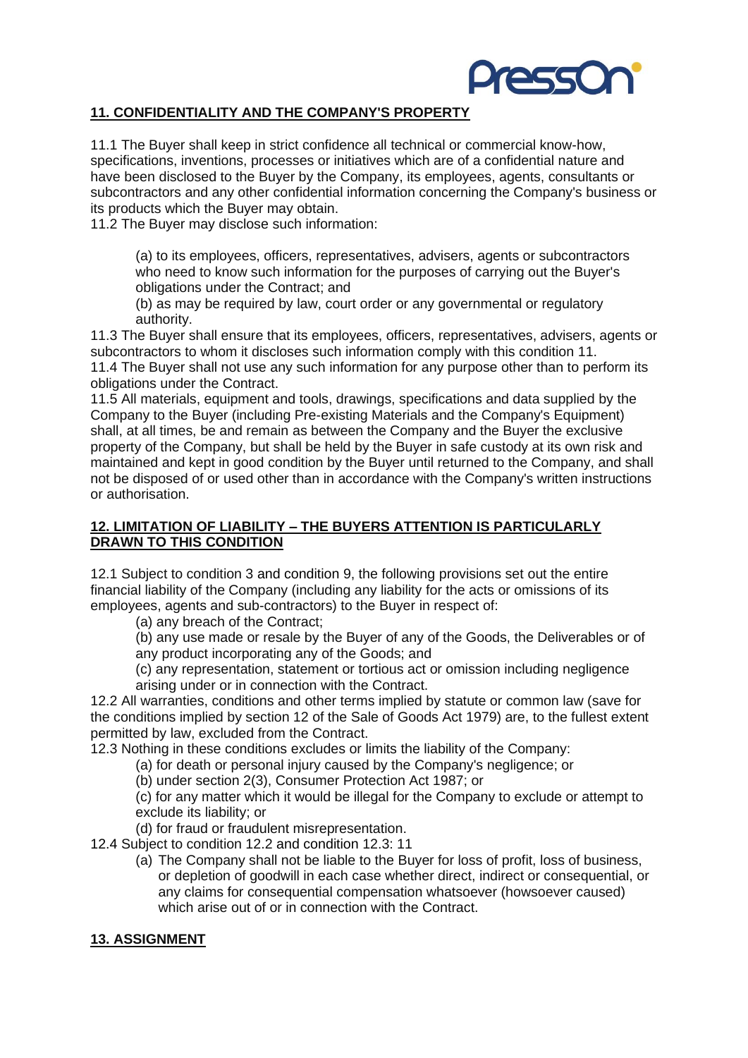## **11. CONFIDENTIALITY AND THE COMPANY'S PROPERTY**

11.1 The Buyer shall keep in strict confidence all technical or commercial know-how, specifications, inventions, processes or initiatives which are of a confidential nature and have been disclosed to the Buyer by the Company, its employees, agents, consultants or subcontractors and any other confidential information concerning the Company's business or its products which the Buyer may obtain.

11.2 The Buyer may disclose such information:

(a) to its employees, officers, representatives, advisers, agents or subcontractors who need to know such information for the purposes of carrying out the Buyer's obligations under the Contract; and

(b) as may be required by law, court order or any governmental or regulatory authority.

11.3 The Buyer shall ensure that its employees, officers, representatives, advisers, agents or subcontractors to whom it discloses such information comply with this condition 11.

11.4 The Buyer shall not use any such information for any purpose other than to perform its obligations under the Contract.

11.5 All materials, equipment and tools, drawings, specifications and data supplied by the Company to the Buyer (including Pre-existing Materials and the Company's Equipment) shall, at all times, be and remain as between the Company and the Buyer the exclusive property of the Company, but shall be held by the Buyer in safe custody at its own risk and maintained and kept in good condition by the Buyer until returned to the Company, and shall not be disposed of or used other than in accordance with the Company's written instructions or authorisation.

## **12. LIMITATION OF LIABILITY – THE BUYERS ATTENTION IS PARTICULARLY DRAWN TO THIS CONDITION**

12.1 Subject to condition 3 and condition 9, the following provisions set out the entire financial liability of the Company (including any liability for the acts or omissions of its employees, agents and sub-contractors) to the Buyer in respect of:

(a) any breach of the Contract;

(b) any use made or resale by the Buyer of any of the Goods, the Deliverables or of any product incorporating any of the Goods; and

(c) any representation, statement or tortious act or omission including negligence arising under or in connection with the Contract.

12.2 All warranties, conditions and other terms implied by statute or common law (save for the conditions implied by section 12 of the Sale of Goods Act 1979) are, to the fullest extent permitted by law, excluded from the Contract.

12.3 Nothing in these conditions excludes or limits the liability of the Company:

(a) for death or personal injury caused by the Company's negligence; or

(b) under section 2(3), Consumer Protection Act 1987; or

(c) for any matter which it would be illegal for the Company to exclude or attempt to exclude its liability; or

(d) for fraud or fraudulent misrepresentation.

12.4 Subject to condition 12.2 and condition 12.3: 11

(a) The Company shall not be liable to the Buyer for loss of profit, loss of business, or depletion of goodwill in each case whether direct, indirect or consequential, or any claims for consequential compensation whatsoever (howsoever caused) which arise out of or in connection with the Contract.

## **13. ASSIGNMENT**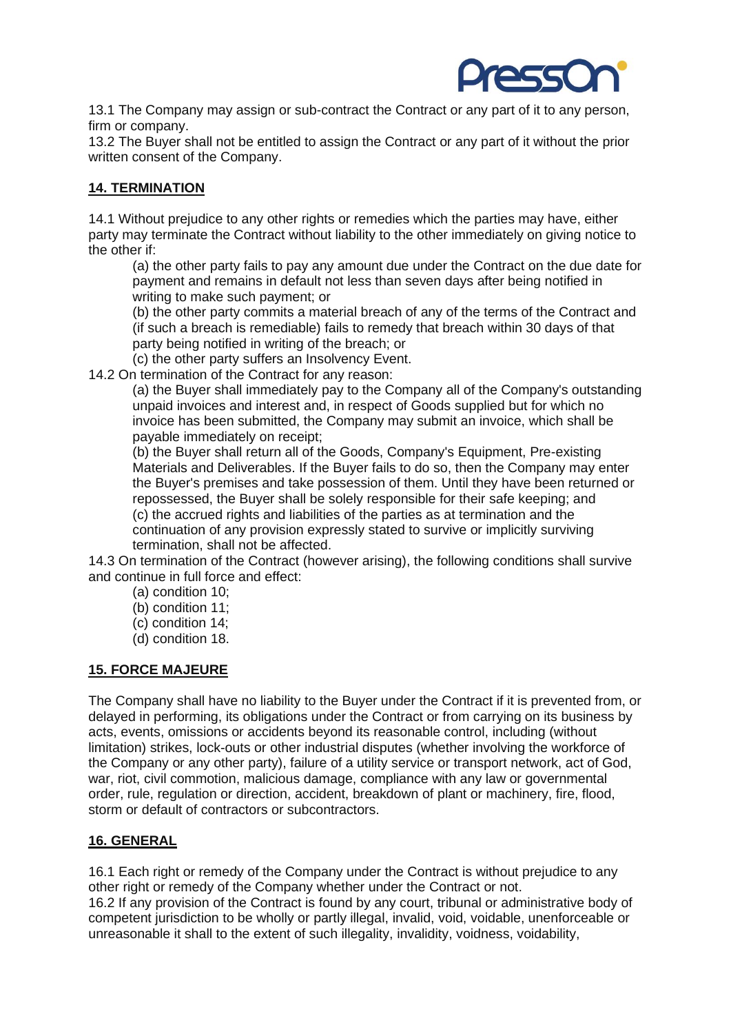13.1 The Company may assign or sub-contract the Contract or any part of it to any person, firm or company.
13.2 The Buyer shall not be entitled to assign the Contract or any part of it without the prior written consent of the Company.

## 14. TERMINATION

14.1 Without prejudice to any other rights or remedies which the parties may have, either party may terminate the Contract without liability to the other immediately on giving notice to the other if:

(a) the other party fails to pay any amount due under the Contract on the due date for payment and remains in default not less than seven days after being notified in writing to make such payment; or
(b) the other party commits a material breach of any of the terms of the Contract and (if such a breach is remediable) fails to remedy that breach within 30 days of that party being notified in writing of the breach; or
(c) the other party suffers an Insolvency Event.

14.2 On termination of the Contract for any reason:

(a) the Buyer shall immediately pay to the Company all of the Company's outstanding unpaid invoices and interest and, in respect of Goods supplied but for which no invoice has been submitted, the Company may submit an invoice, which shall be payable immediately on receipt;
(b) the Buyer shall return all of the Goods, Company's Equipment, Pre-existing Materials and Deliverables. If the Buyer fails to do so, then the Company may enter the Buyer's premises and take possession of them. Until they have been returned or repossessed, the Buyer shall be solely responsible for their safe keeping; and
(c) the accrued rights and liabilities of the parties as at termination and the continuation of any provision expressly stated to survive or implicitly surviving termination, shall not be affected.

14.3 On termination of the Contract (however arising), the following conditions shall survive and continue in full force and effect:

(a) condition 10;
(b) condition 11;
(c) condition 14;
(d) condition 18.

## 15. FORCE MAJEURE

The Company shall have no liability to the Buyer under the Contract if it is prevented from, or delayed in performing, its obligations under the Contract or from carrying on its business by acts, events, omissions or accidents beyond its reasonable control, including (without limitation) strikes, lock-outs or other industrial disputes (whether involving the workforce of the Company or any other party), failure of a utility service or transport network, act of God, war, riot, civil commotion, malicious damage, compliance with any law or governmental order, rule, regulation or direction, accident, breakdown of plant or machinery, fire, flood, storm or default of contractors or subcontractors.

## 16. GENERAL

16.1 Each right or remedy of the Company under the Contract is without prejudice to any other right or remedy of the Company whether under the Contract or not.
16.2 If any provision of the Contract is found by any court, tribunal or administrative body of competent jurisdiction to be wholly or partly illegal, invalid, void, voidable, unenforceable or unreasonable it shall to the extent of such illegality, invalidity, voidness, voidability,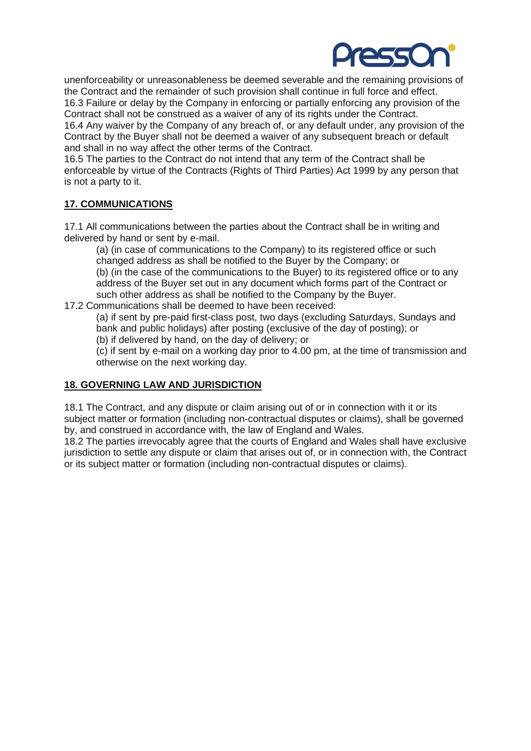unenforceability or unreasonableness be deemed severable and the remaining provisions of the Contract and the remainder of such provision shall continue in full force and effect.
16.3 Failure or delay by the Company in enforcing or partially enforcing any provision of the Contract shall not be construed as a waiver of any of its rights under the Contract.
16.4 Any waiver by the Company of any breach of, or any default under, any provision of the Contract by the Buyer shall not be deemed a waiver of any subsequent breach or default and shall in no way affect the other terms of the Contract.
16.5 The parties to the Contract do not intend that any term of the Contract shall be enforceable by virtue of the Contracts (Rights of Third Parties) Act 1999 by any person that is not a party to it.

## **17. COMMUNICATIONS**

17.1 All communications between the parties about the Contract shall be in writing and delivered by hand or sent by e-mail.

(a) (in case of communications to the Company) to its registered office or such changed address as shall be notified to the Buyer by the Company; or
(b) (in the case of the communications to the Buyer) to its registered office or to any address of the Buyer set out in any document which forms part of the Contract or such other address as shall be notified to the Company by the Buyer.

17.2 Communications shall be deemed to have been received:

(a) if sent by pre-paid first-class post, two days (excluding Saturdays, Sundays and bank and public holidays) after posting (exclusive of the day of posting); or
(b) if delivered by hand, on the day of delivery; or
(c) if sent by e-mail on a working day prior to 4.00 pm, at the time of transmission and otherwise on the next working day.

## **18. GOVERNING LAW AND JURISDICTION**

18.1 The Contract, and any dispute or claim arising out of or in connection with it or its subject matter or formation (including non-contractual disputes or claims), shall be governed by, and construed in accordance with, the law of England and Wales.
18.2 The parties irrevocably agree that the courts of England and Wales shall have exclusive jurisdiction to settle any dispute or claim that arises out of, or in connection with, the Contract or its subject matter or formation (including non-contractual disputes or claims).